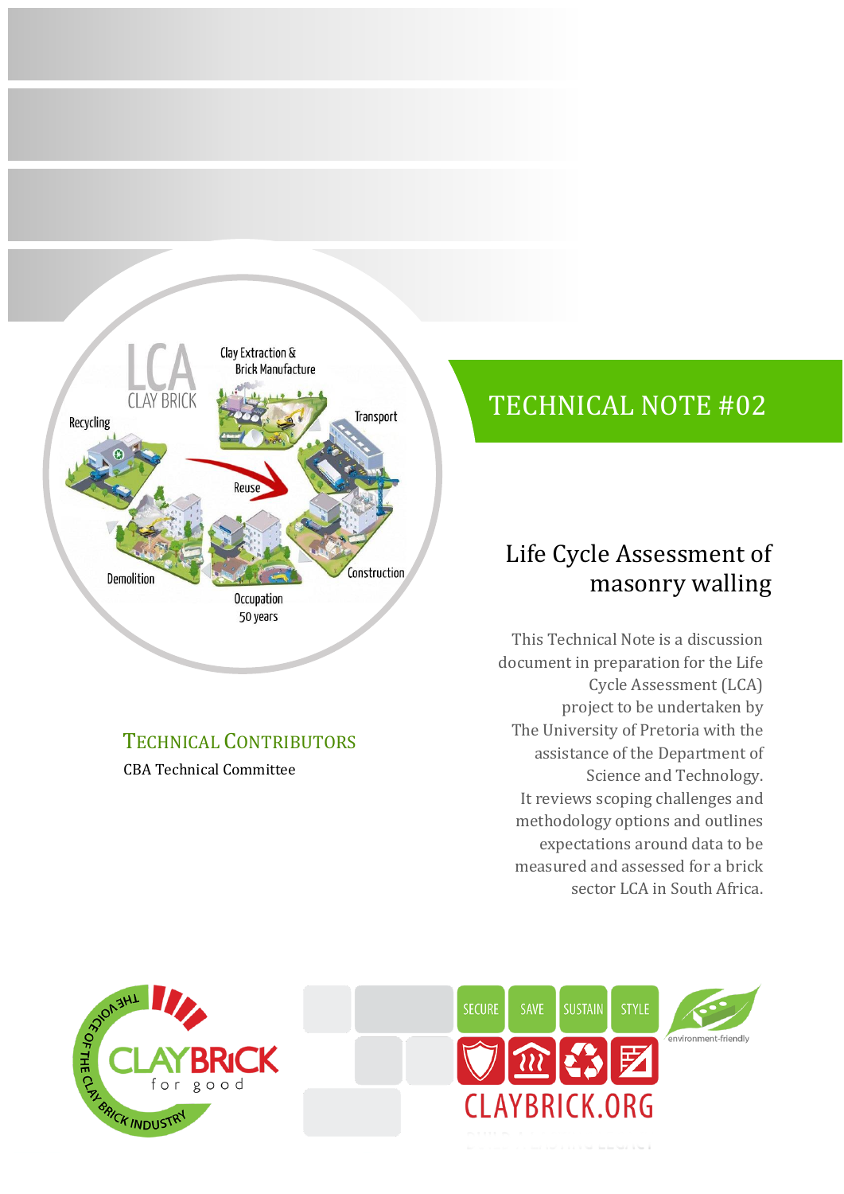# TECHNICAL NOTE #02

## Life Cycle Assessment of masonry walling

This Technical Note is a discussion document in preparation for the Life Cycle Assessment (LCA) project to be undertaken by The University of Pretoria with the assistance of the Department of Science and Technology. It reviews scoping challenges and methodology options and outlines expectations around data to be measured and assessed for a brick sector LCA in South Africa.

### TECHNICAL CONTRIBUTORS

CBA Technical Committee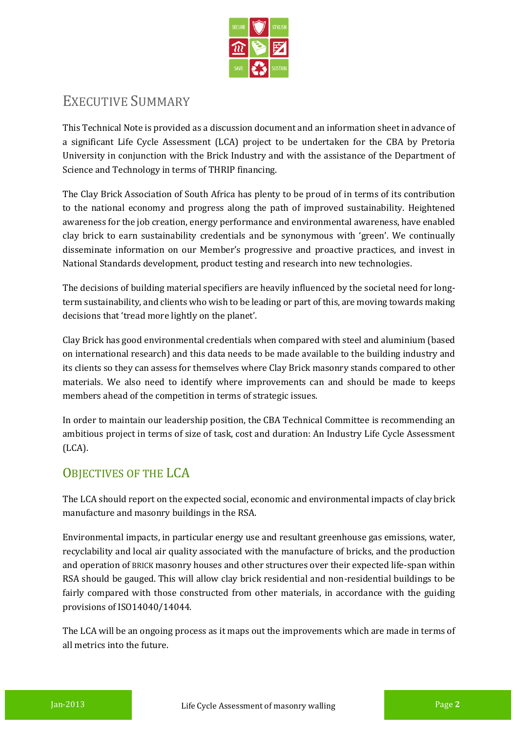# Executive Summary

This Technical Note is provided as a discussion document and an information sheet in advance of a significant Life Cycle Assessment (LCA) project to be undertaken for the CBA by Pretoria University in conjunction with the Brick Industry and with the assistance of the Department of Science and Technology in terms of THRIP financing.

The Clay Brick Association of South Africa has plenty to be proud of in terms of its contribution to the national economy and progress along the path of improved sustainability. Heightened awareness for the job creation, energy performance and environmental awareness, have enabled clay brick to earn sustainability credentials and be synonymous with 'green'. We continually disseminate information on our Member's progressive and proactive practices, and invest in National Standards development, product testing and research into new technologies.

The decisions of building material specifiers are heavily influenced by the societal need for long-term sustainability, and clients who wish to be leading or part of this, are moving towards making decisions that 'tread more lightly on the planet'.

Clay Brick has good environmental credentials when compared with steel and aluminium (based on international research) and this data needs to be made available to the building industry and its clients so they can assess for themselves where Clay Brick masonry stands compared to other materials. We also need to identify where improvements can and should be made to keeps members ahead of the competition in terms of strategic issues.

In order to maintain our leadership position, the CBA Technical Committee is recommending an ambitious project in terms of size of task, cost and duration: An Industry Life Cycle Assessment (LCA).

## Objectives of the LCA

The LCA should report on the expected social, economic and environmental impacts of clay brick manufacture and masonry buildings in the RSA.

Environmental impacts, in particular energy use and resultant greenhouse gas emissions, water, recyclability and local air quality associated with the manufacture of bricks, and the production and operation of BRICK masonry houses and other structures over their expected life-span within RSA should be gauged. This will allow clay brick residential and non-residential buildings to be fairly compared with those constructed from other materials, in accordance with the guiding provisions of ISO14040/14044.

The LCA will be an ongoing process as it maps out the improvements which are made in terms of all metrics into the future.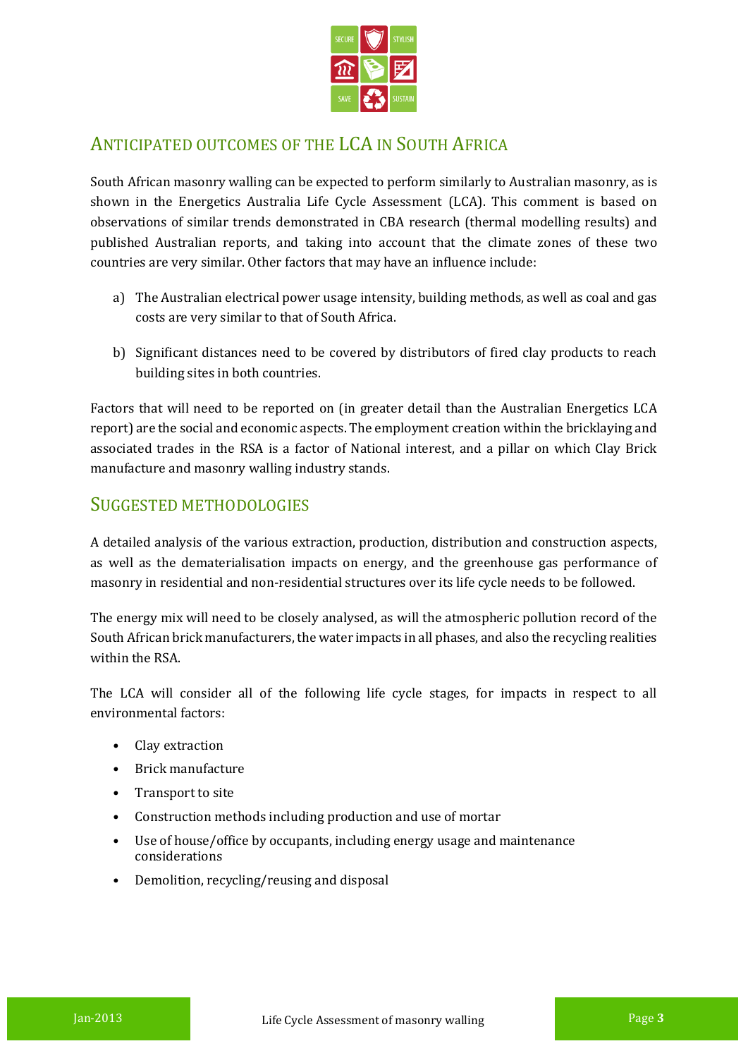## ANTICIPATED OUTCOMES OF THE LCA IN SOUTH AFRICA

South African masonry walling can be expected to perform similarly to Australian masonry, as is shown in the Energetics Australia Life Cycle Assessment (LCA). This comment is based on observations of similar trends demonstrated in CBA research (thermal modelling results) and published Australian reports, and taking into account that the climate zones of these two countries are very similar. Other factors that may have an influence include:

a) The Australian electrical power usage intensity, building methods, as well as coal and gas costs are very similar to that of South Africa.

b) Significant distances need to be covered by distributors of fired clay products to reach building sites in both countries.

Factors that will need to be reported on (in greater detail than the Australian Energetics LCA report) are the social and economic aspects. The employment creation within the bricklaying and associated trades in the RSA is a factor of National interest, and a pillar on which Clay Brick manufacture and masonry walling industry stands.

## SUGGESTED METHODOLOGIES

A detailed analysis of the various extraction, production, distribution and construction aspects, as well as the dematerialisation impacts on energy, and the greenhouse gas performance of masonry in residential and non-residential structures over its life cycle needs to be followed.

The energy mix will need to be closely analysed, as will the atmospheric pollution record of the South African brick manufacturers, the water impacts in all phases, and also the recycling realities within the RSA.

The LCA will consider all of the following life cycle stages, for impacts in respect to all environmental factors:

- Clay extraction
- Brick manufacture
- Transport to site
- Construction methods including production and use of mortar
- Use of house/office by occupants, including energy usage and maintenance considerations
- Demolition, recycling/reusing and disposal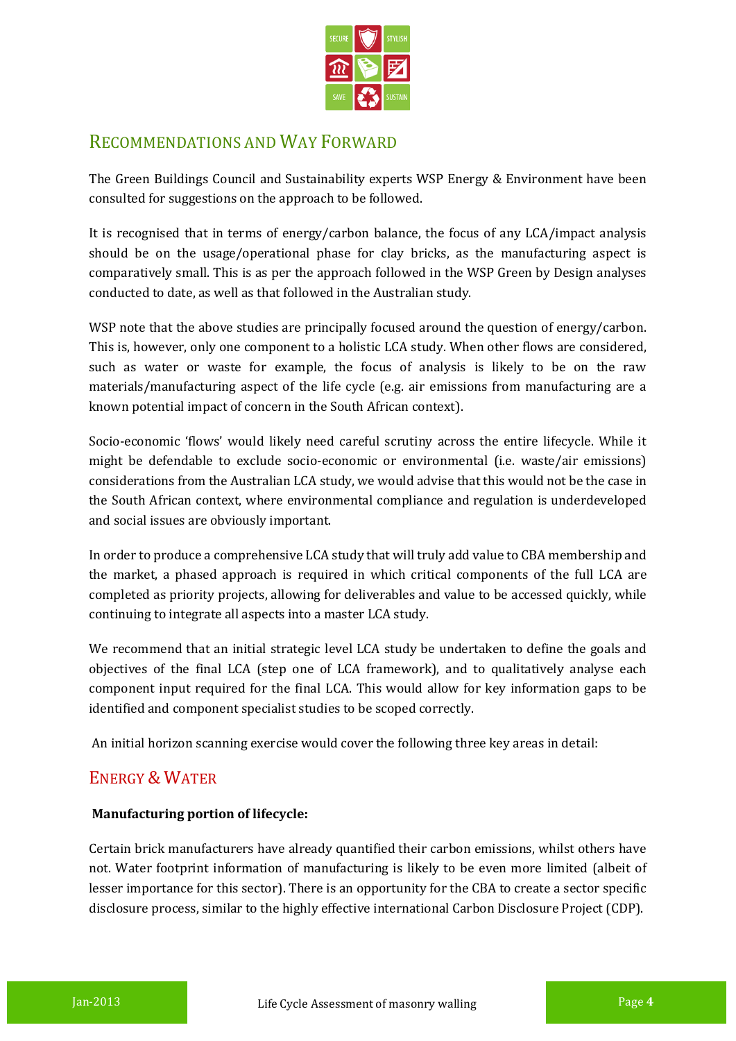## Recommendations and Way Forward

The Green Buildings Council and Sustainability experts WSP Energy & Environment have been consulted for suggestions on the approach to be followed.

It is recognised that in terms of energy/carbon balance, the focus of any LCA/impact analysis should be on the usage/operational phase for clay bricks, as the manufacturing aspect is comparatively small. This is as per the approach followed in the WSP Green by Design analyses conducted to date, as well as that followed in the Australian study.

WSP note that the above studies are principally focused around the question of energy/carbon. This is, however, only one component to a holistic LCA study. When other flows are considered, such as water or waste for example, the focus of analysis is likely to be on the raw materials/manufacturing aspect of the life cycle (e.g. air emissions from manufacturing are a known potential impact of concern in the South African context).

Socio-economic 'flows' would likely need careful scrutiny across the entire lifecycle. While it might be defendable to exclude socio-economic or environmental (i.e. waste/air emissions) considerations from the Australian LCA study, we would advise that this would not be the case in the South African context, where environmental compliance and regulation is underdeveloped and social issues are obviously important.

In order to produce a comprehensive LCA study that will truly add value to CBA membership and the market, a phased approach is required in which critical components of the full LCA are completed as priority projects, allowing for deliverables and value to be accessed quickly, while continuing to integrate all aspects into a master LCA study.

We recommend that an initial strategic level LCA study be undertaken to define the goals and objectives of the final LCA (step one of LCA framework), and to qualitatively analyse each component input required for the final LCA. This would allow for key information gaps to be identified and component specialist studies to be scoped correctly.

An initial horizon scanning exercise would cover the following three key areas in detail:

## Energy & Water

**Manufacturing portion of lifecycle:**

Certain brick manufacturers have already quantified their carbon emissions, whilst others have not. Water footprint information of manufacturing is likely to be even more limited (albeit of lesser importance for this sector). There is an opportunity for the CBA to create a sector specific disclosure process, similar to the highly effective international Carbon Disclosure Project (CDP).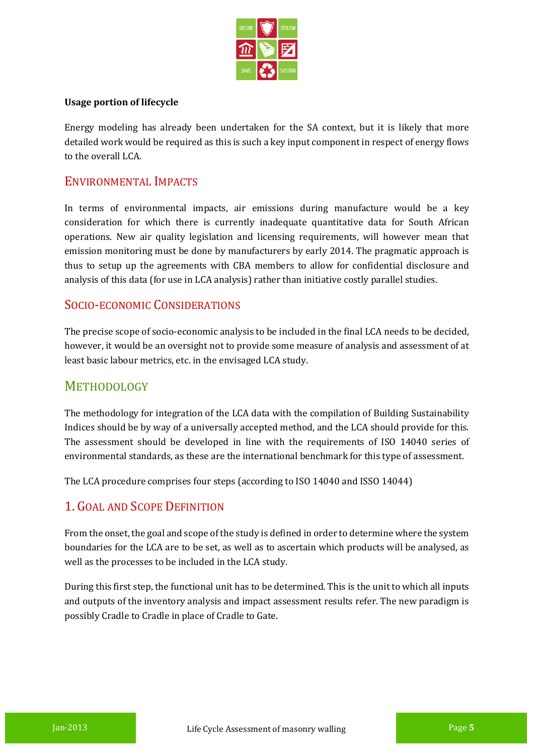**Usage portion of lifecycle**

Energy modeling has already been undertaken for the SA context, but it is likely that more detailed work would be required as this is such a key input component in respect of energy flows to the overall LCA.

## Environmental Impacts

In terms of environmental impacts, air emissions during manufacture would be a key consideration for which there is currently inadequate quantitative data for South African operations. New air quality legislation and licensing requirements, will however mean that emission monitoring must be done by manufacturers by early 2014. The pragmatic approach is thus to setup up the agreements with CBA members to allow for confidential disclosure and analysis of this data (for use in LCA analysis) rather than initiative costly parallel studies.

## Socio-economic Considerations

The precise scope of socio-economic analysis to be included in the final LCA needs to be decided, however, it would be an oversight not to provide some measure of analysis and assessment of at least basic labour metrics, etc. in the envisaged LCA study.

# Methodology

The methodology for integration of the LCA data with the compilation of Building Sustainability Indices should be by way of a universally accepted method, and the LCA should provide for this. The assessment should be developed in line with the requirements of ISO 14040 series of environmental standards, as these are the international benchmark for this type of assessment.

The LCA procedure comprises four steps (according to ISO 14040 and ISSO 14044)

## 1. Goal and Scope Definition

From the onset, the goal and scope of the study is defined in order to determine where the system boundaries for the LCA are to be set, as well as to ascertain which products will be analysed, as well as the processes to be included in the LCA study.

During this first step, the functional unit has to be determined. This is the unit to which all inputs and outputs of the inventory analysis and impact assessment results refer. The new paradigm is possibly Cradle to Cradle in place of Cradle to Gate.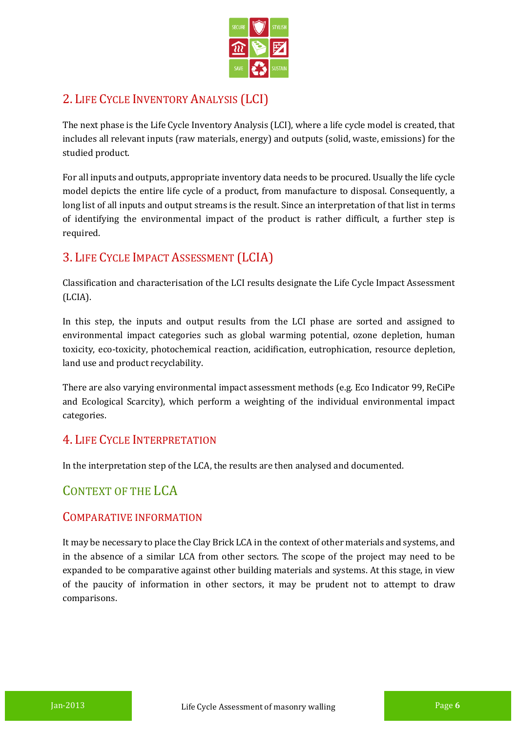## 2. Life Cycle Inventory Analysis (LCI)

The next phase is the Life Cycle Inventory Analysis (LCI), where a life cycle model is created, that includes all relevant inputs (raw materials, energy) and outputs (solid, waste, emissions) for the studied product.

For all inputs and outputs, appropriate inventory data needs to be procured. Usually the life cycle model depicts the entire life cycle of a product, from manufacture to disposal. Consequently, a long list of all inputs and output streams is the result. Since an interpretation of that list in terms of identifying the environmental impact of the product is rather difficult, a further step is required.

## 3. Life Cycle Impact Assessment (LCIA)

Classification and characterisation of the LCI results designate the Life Cycle Impact Assessment (LCIA).

In this step, the inputs and output results from the LCI phase are sorted and assigned to environmental impact categories such as global warming potential, ozone depletion, human toxicity, eco-toxicity, photochemical reaction, acidification, eutrophication, resource depletion, land use and product recyclability.

There are also varying environmental impact assessment methods (e.g. Eco Indicator 99, ReCiPe and Ecological Scarcity), which perform a weighting of the individual environmental impact categories.

## 4. Life Cycle Interpretation

In the interpretation step of the LCA, the results are then analysed and documented.

# Context of the LCA

## Comparative information

It may be necessary to place the Clay Brick LCA in the context of other materials and systems, and in the absence of a similar LCA from other sectors. The scope of the project may need to be expanded to be comparative against other building materials and systems. At this stage, in view of the paucity of information in other sectors, it may be prudent not to attempt to draw comparisons.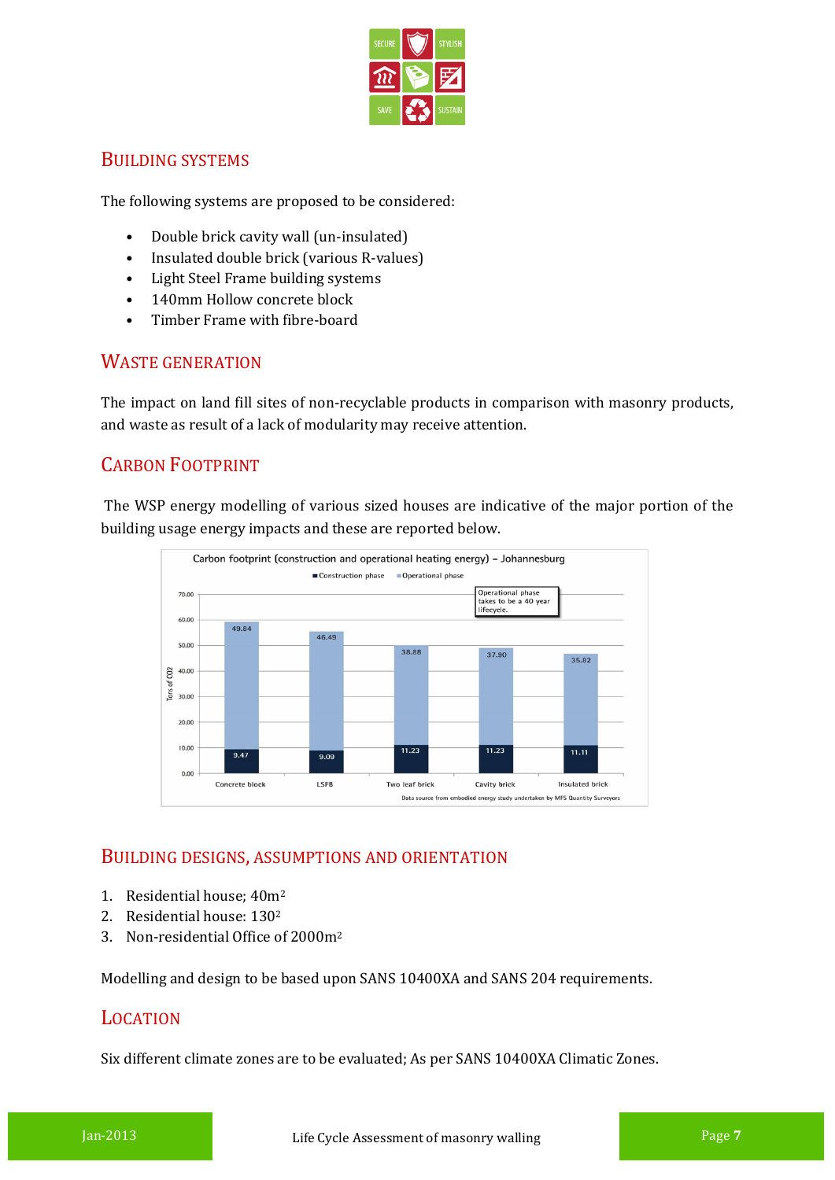## Building systems

The following systems are proposed to be considered:

- Double brick cavity wall (un-insulated)
- Insulated double brick (various R-values)
- Light Steel Frame building systems
- 140mm Hollow concrete block
- Timber Frame with fibre-board

## Waste generation

The impact on land fill sites of non-recyclable products in comparison with masonry products, and waste as result of a lack of modularity may receive attention.

## Carbon Footprint

The WSP energy modelling of various sized houses are indicative of the major portion of the building usage energy impacts and these are reported below.

**Carbon footprint (construction and operational heating energy) – Johannesburg**

| Tons of $CO_2$ | Concrete block | LSFB | Two leaf brick | Cavity brick | Insulated brick |
|---|---|---|---|---|---|
| Construction phase | 9.47 | 9.09 | 11.23 | 11.23 | 11.11 |
| Operational phase | 49.84 | 46.49 | 38.88 | 37.90 | 35.82 |

Operational phase takes to be a 40 year lifecycle.

Data source from embodied energy study undertaken by MFS Quantity Surveyors

## Building designs, assumptions and orientation

1. Residential house; 40m²
2. Residential house: 130²
3. Non-residential Office of 2000m²

Modelling and design to be based upon SANS 10400XA and SANS 204 requirements.

## Location

Six different climate zones are to be evaluated; As per SANS 10400XA Climatic Zones.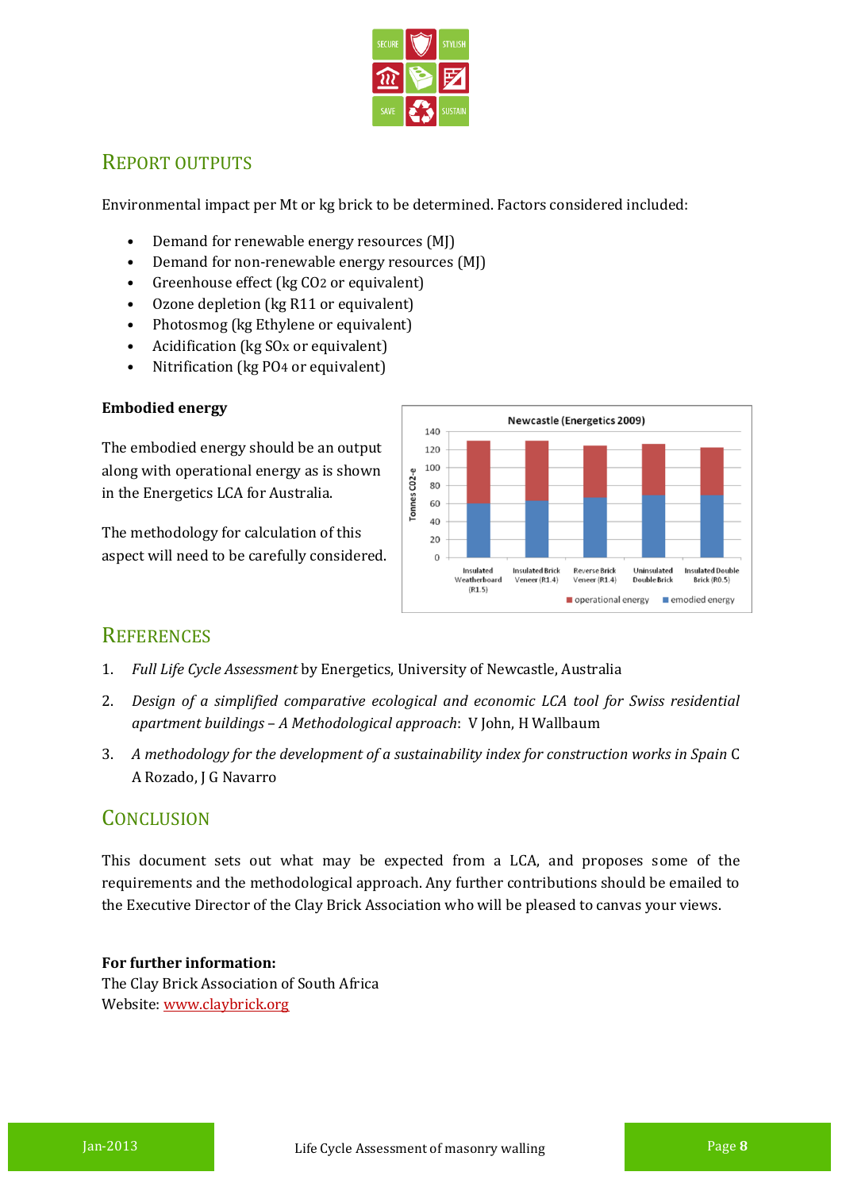## REPORT OUTPUTS

Environmental impact per Mt or kg brick to be determined. Factors considered included:

- Demand for renewable energy resources (MJ)
- Demand for non-renewable energy resources (MJ)
- Greenhouse effect (kg $CO_2$ or equivalent)
- Ozone depletion (kg R11 or equivalent)
- Photosmog (kg Ethylene or equivalent)
- Acidification (kg $SO_x$ or equivalent)
- Nitrification (kg $PO_4$ or equivalent)

**Embodied energy**

The embodied energy should be an output along with operational energy as is shown in the Energetics LCA for Australia.

The methodology for calculation of this aspect will need to be carefully considered.

Newcastle (Energetics 2009)

Tonnes CO2-e

140
120
100
80
60
40
20
0

Insulated Weatherboard (R1.5)
Insulated Brick Veneer (R1.4)
Reverse Brick Veneer (R1.4)
Uninsulated Double Brick
Insulated Double Brick (R0.5)

operational energy
emodied energy

## REFERENCES

1. *Full Life Cycle Assessment* by Energetics, University of Newcastle, Australia
2. *Design of a simplified comparative ecological and economic LCA tool for Swiss residential apartment buildings – A Methodological approach*: V John, H Wallbaum
3. *A methodology for the development of a sustainability index for construction works in Spain* C A Rozado, J G Navarro

## CONCLUSION

This document sets out what may be expected from a LCA, and proposes some of the requirements and the methodological approach. Any further contributions should be emailed to the Executive Director of the Clay Brick Association who will be pleased to canvas your views.

**For further information:**
The Clay Brick Association of South Africa
Website: www.claybrick.org